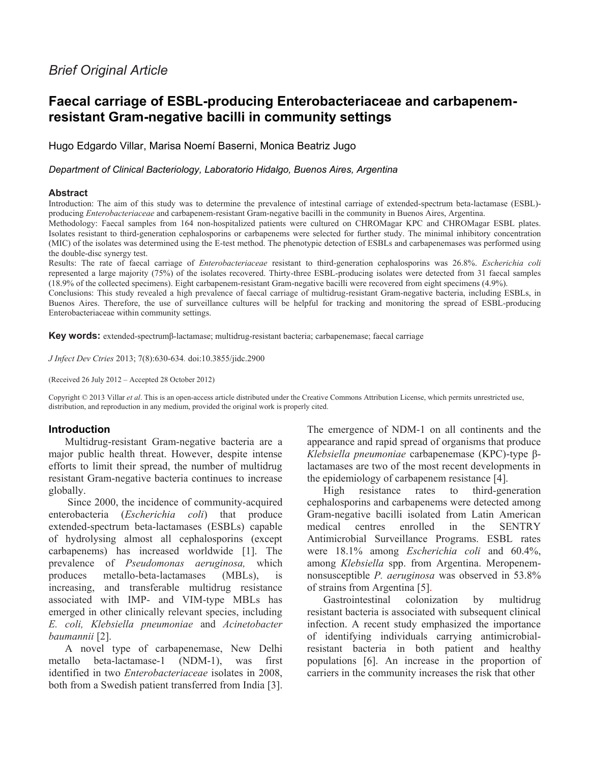*Brief Original Article*

# Faecal carriage of ESBL-producing Enterobacteriaceae and carbapenem-resistant Gram-negative bacilli in community settings

Hugo Edgardo Villar, Marisa Noemí Baserni, Monica Beatriz Jugo

*Department of Clinical Bacteriology, Laboratorio Hidalgo, Buenos Aires, Argentina*

### Abstract

Introduction: The aim of this study was to determine the prevalence of intestinal carriage of extended-spectrum beta-lactamase (ESBL)-producing *Enterobacteriaceae* and carbapenem-resistant Gram-negative bacilli in the community in Buenos Aires, Argentina.

Methodology: Faecal samples from 164 non-hospitalized patients were cultured on CHROMagar KPC and CHROMagar ESBL plates. Isolates resistant to third-generation cephalosporins or carbapenems were selected for further study. The minimal inhibitory concentration (MIC) of the isolates was determined using the E-test method. The phenotypic detection of ESBLs and carbapenemases was performed using the double-disc synergy test.

Results: The rate of faecal carriage of *Enterobacteriaceae* resistant to third-generation cephalosporins was 26.8%. *Escherichia coli* represented a large majority (75%) of the isolates recovered. Thirty-three ESBL-producing isolates were detected from 31 faecal samples (18.9% of the collected specimens). Eight carbapenem-resistant Gram-negative bacilli were recovered from eight specimens (4.9%).

Conclusions: This study revealed a high prevalence of faecal carriage of multidrug-resistant Gram-negative bacteria, including ESBLs, in Buenos Aires. Therefore, the use of surveillance cultures will be helpful for tracking and monitoring the spread of ESBL-producing Enterobacteriaceae within community settings.

**Key words:** extended-spectrumβ-lactamase; multidrug-resistant bacteria; carbapenemase; faecal carriage

*J Infect Dev Ctries* 2013; 7(8):630-634. doi:10.3855/jidc.2900

(Received 26 July 2012 – Accepted 28 October 2012)

Copyright © 2013 Villar *et al*. This is an open-access article distributed under the Creative Commons Attribution License, which permits unrestricted use, distribution, and reproduction in any medium, provided the original work is properly cited.

## Introduction

Multidrug-resistant Gram-negative bacteria are a major public health threat. However, despite intense efforts to limit their spread, the number of multidrug resistant Gram-negative bacteria continues to increase globally.

Since 2000, the incidence of community-acquired enterobacteria (*Escherichia coli*) that produce extended-spectrum beta-lactamases (ESBLs) capable of hydrolysing almost all cephalosporins (except carbapenems) has increased worldwide [1]. The prevalence of *Pseudomonas aeruginosa,* which produces metallo-beta-lactamases (MBLs), is increasing, and transferable multidrug resistance associated with IMP- and VIM-type MBLs has emerged in other clinically relevant species, including *E. coli, Klebsiella pneumoniae* and *Acinetobacter baumannii* [2].

A novel type of carbapenemase, New Delhi metallo beta-lactamase-1 (NDM-1), was first identified in two *Enterobacteriaceae* isolates in 2008, both from a Swedish patient transferred from India [3]. The emergence of NDM-1 on all continents and the appearance and rapid spread of organisms that produce *Klebsiella pneumoniae* carbapenemase (KPC)-type β-lactamases are two of the most recent developments in the epidemiology of carbapenem resistance [4].

High resistance rates to third-generation cephalosporins and carbapenems were detected among Gram-negative bacilli isolated from Latin American medical centres enrolled in the SENTRY Antimicrobial Surveillance Programs. ESBL rates were 18.1% among *Escherichia coli* and 60.4%, among *Klebsiella* spp. from Argentina. Meropenem-nonsusceptible *P. aeruginosa* was observed in 53.8% of strains from Argentina [5].

Gastrointestinal colonization by multidrug resistant bacteria is associated with subsequent clinical infection. A recent study emphasized the importance of identifying individuals carrying antimicrobial-resistant bacteria in both patient and healthy populations [6]. An increase in the proportion of carriers in the community increases the risk that other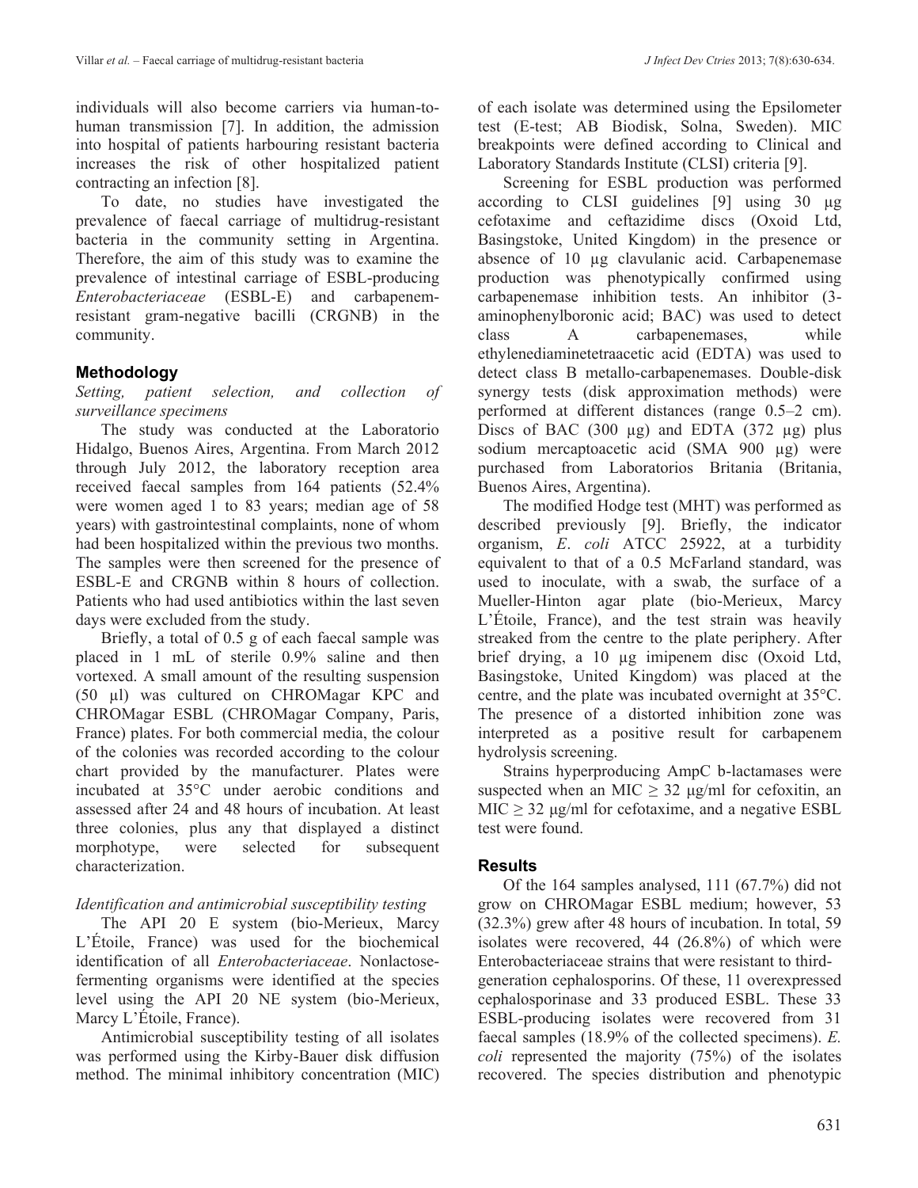individuals will also become carriers via human-to-human transmission [7]. In addition, the admission into hospital of patients harbouring resistant bacteria increases the risk of other hospitalized patient contracting an infection [8].

To date, no studies have investigated the prevalence of faecal carriage of multidrug-resistant bacteria in the community setting in Argentina. Therefore, the aim of this study was to examine the prevalence of intestinal carriage of ESBL-producing *Enterobacteriaceae* (ESBL-E) and carbapenem-resistant gram-negative bacilli (CRGNB) in the community.

## Methodology

### *Setting, patient selection, and collection of surveillance specimens*

The study was conducted at the Laboratorio Hidalgo, Buenos Aires, Argentina. From March 2012 through July 2012, the laboratory reception area received faecal samples from 164 patients (52.4% were women aged 1 to 83 years; median age of 58 years) with gastrointestinal complaints, none of whom had been hospitalized within the previous two months. The samples were then screened for the presence of ESBL-E and CRGNB within 8 hours of collection. Patients who had used antibiotics within the last seven days were excluded from the study.

Briefly, a total of 0.5 g of each faecal sample was placed in 1 mL of sterile 0.9% saline and then vortexed. A small amount of the resulting suspension (50 µl) was cultured on CHROMagar KPC and CHROMagar ESBL (CHROMagar Company, Paris, France) plates. For both commercial media, the colour of the colonies was recorded according to the colour chart provided by the manufacturer. Plates were incubated at 35°C under aerobic conditions and assessed after 24 and 48 hours of incubation. At least three colonies, plus any that displayed a distinct morphotype, were selected for subsequent characterization.

### *Identification and antimicrobial susceptibility testing*

The API 20 E system (bio-Merieux, Marcy L'Étoile, France) was used for the biochemical identification of all *Enterobacteriaceae*. Nonlactose-fermenting organisms were identified at the species level using the API 20 NE system (bio-Merieux, Marcy L'Étoile, France).

Antimicrobial susceptibility testing of all isolates was performed using the Kirby-Bauer disk diffusion method. The minimal inhibitory concentration (MIC) of each isolate was determined using the Epsilometer test (E-test; AB Biodisk, Solna, Sweden). MIC breakpoints were defined according to Clinical and Laboratory Standards Institute (CLSI) criteria [9].

Screening for ESBL production was performed according to CLSI guidelines [9] using 30 µg cefotaxime and ceftazidime discs (Oxoid Ltd, Basingstoke, United Kingdom) in the presence or absence of 10 µg clavulanic acid. Carbapenemase production was phenotypically confirmed using carbapenemase inhibition tests. An inhibitor (3-aminophenylboronic acid; BAC) was used to detect class A carbapenemases, while ethylenediaminetetraacetic acid (EDTA) was used to detect class B metallo-carbapenemases. Double-disk synergy tests (disk approximation methods) were performed at different distances (range 0.5–2 cm). Discs of BAC (300 µg) and EDTA (372 µg) plus sodium mercaptoacetic acid (SMA 900 µg) were purchased from Laboratorios Britania (Britania, Buenos Aires, Argentina).

The modified Hodge test (MHT) was performed as described previously [9]. Briefly, the indicator organism, *E. coli* ATCC 25922, at a turbidity equivalent to that of a 0.5 McFarland standard, was used to inoculate, with a swab, the surface of a Mueller-Hinton agar plate (bio-Merieux, Marcy L'Étoile, France), and the test strain was heavily streaked from the centre to the plate periphery. After brief drying, a 10 µg imipenem disc (Oxoid Ltd, Basingstoke, United Kingdom) was placed at the centre, and the plate was incubated overnight at 35°C. The presence of a distorted inhibition zone was interpreted as a positive result for carbapenem hydrolysis screening.

Strains hyperproducing AmpC b-lactamases were suspected when an MIC $\geq$ 32 µg/ml for cefoxitin, an MIC $\geq$ 32 µg/ml for cefotaxime, and a negative ESBL test were found.

## Results

Of the 164 samples analysed, 111 (67.7%) did not grow on CHROMagar ESBL medium; however, 53 (32.3%) grew after 48 hours of incubation. In total, 59 isolates were recovered, 44 (26.8%) of which were Enterobacteriaceae strains that were resistant to third-generation cephalosporins. Of these, 11 overexpressed cephalosporinase and 33 produced ESBL. These 33 ESBL-producing isolates were recovered from 31 faecal samples (18.9% of the collected specimens). *E. coli* represented the majority (75%) of the isolates recovered. The species distribution and phenotypic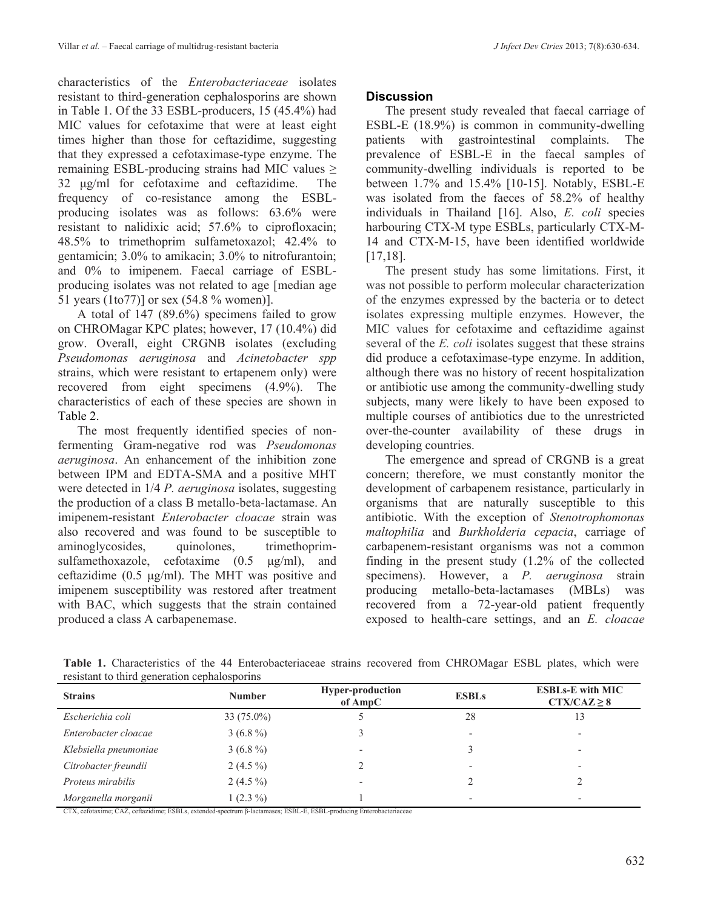characteristics of the *Enterobacteriaceae* isolates resistant to third-generation cephalosporins are shown in Table 1. Of the 33 ESBL-producers, 15 (45.4%) had MIC values for cefotaxime that were at least eight times higher than those for ceftazidime, suggesting that they expressed a cefotaximase-type enzyme. The remaining ESBL-producing strains had MIC values ≥ 32 µg/ml for cefotaxime and ceftazidime. The frequency of co-resistance among the ESBL-producing isolates was as follows: 63.6% were resistant to nalidixic acid; 57.6% to ciprofloxacin; 48.5% to trimethoprim sulfametoxazol; 42.4% to gentamicin; 3.0% to amikacin; 3.0% to nitrofurantoin; and 0% to imipenem. Faecal carriage of ESBL-producing isolates was not related to age [median age 51 years (1to77)] or sex (54.8 % women)].

A total of 147 (89.6%) specimens failed to grow on CHROMagar KPC plates; however, 17 (10.4%) did grow. Overall, eight CRGNB isolates (excluding *Pseudomonas aeruginosa* and *Acinetobacter spp* strains, which were resistant to ertapenem only) were recovered from eight specimens (4.9%). The characteristics of each of these species are shown in Table 2.

The most frequently identified species of non-fermenting Gram-negative rod was *Pseudomonas aeruginosa*. An enhancement of the inhibition zone between IPM and EDTA-SMA and a positive MHT were detected in 1/4 *P. aeruginosa* isolates, suggesting the production of a class B metallo-beta-lactamase. An imipenem-resistant *Enterobacter cloacae* strain was also recovered and was found to be susceptible to aminoglycosides, quinolones, trimethoprim-sulfamethoxazole, cefotaxime (0.5 µg/ml), and ceftazidime (0.5 µg/ml). The MHT was positive and imipenem susceptibility was restored after treatment with BAC, which suggests that the strain contained produced a class A carbapenemase.

## Discussion

The present study revealed that faecal carriage of ESBL-E (18.9%) is common in community-dwelling patients with gastrointestinal complaints. The prevalence of ESBL-E in the faecal samples of community-dwelling individuals is reported to be between 1.7% and 15.4% [10-15]. Notably, ESBL-E was isolated from the faeces of 58.2% of healthy individuals in Thailand [16]. Also, *E. coli* species harbouring CTX-M type ESBLs, particularly CTX-M-14 and CTX-M-15, have been identified worldwide [17,18].

The present study has some limitations. First, it was not possible to perform molecular characterization of the enzymes expressed by the bacteria or to detect isolates expressing multiple enzymes. However, the MIC values for cefotaxime and ceftazidime against several of the *E. coli* isolates suggest that these strains did produce a cefotaximase-type enzyme. In addition, although there was no history of recent hospitalization or antibiotic use among the community-dwelling study subjects, many were likely to have been exposed to multiple courses of antibiotics due to the unrestricted over-the-counter availability of these drugs in developing countries.

The emergence and spread of CRGNB is a great concern; therefore, we must constantly monitor the development of carbapenem resistance, particularly in organisms that are naturally susceptible to this antibiotic. With the exception of *Stenotrophomonas maltophilia* and *Burkholderia cepacia*, carriage of carbapenem-resistant organisms was not a common finding in the present study (1.2% of the collected specimens). However, a *P. aeruginosa* strain producing metallo-beta-lactamases (MBLs) was recovered from a 72-year-old patient frequently exposed to health-care settings, and an *E. cloacae*

**Table 1.** Characteristics of the 44 Enterobacteriaceae strains recovered from CHROMagar ESBL plates, which were resistant to third generation cephalosporins

| Strains | Number | Hyper-production of AmpC | ESBLs | ESBLs-E with MIC CTX/CAZ ≥ 8 |
|---|---|---|---|---|
| *Escherichia coli* | 33 (75.0%) | 5 | 28 | 13 |
| *Enterobacter cloacae* | 3 (6.8 %) | 3 | - | - |
| *Klebsiella pneumoniae* | 3 (6.8 %) | - | 3 | - |
| *Citrobacter freundii* | 2 (4.5 %) | 2 | - | - |
| *Proteus mirabilis* | 2 (4.5 %) | - | 2 | 2 |
| *Morganella morganii* | 1 (2.3 %) | 1 | - | - |

CTX, cefotaxime; CAZ, ceftazidime; ESBLs, extended-spectrum β-lactamases; ESBL-E, ESBL-producing Enterobacteriaceae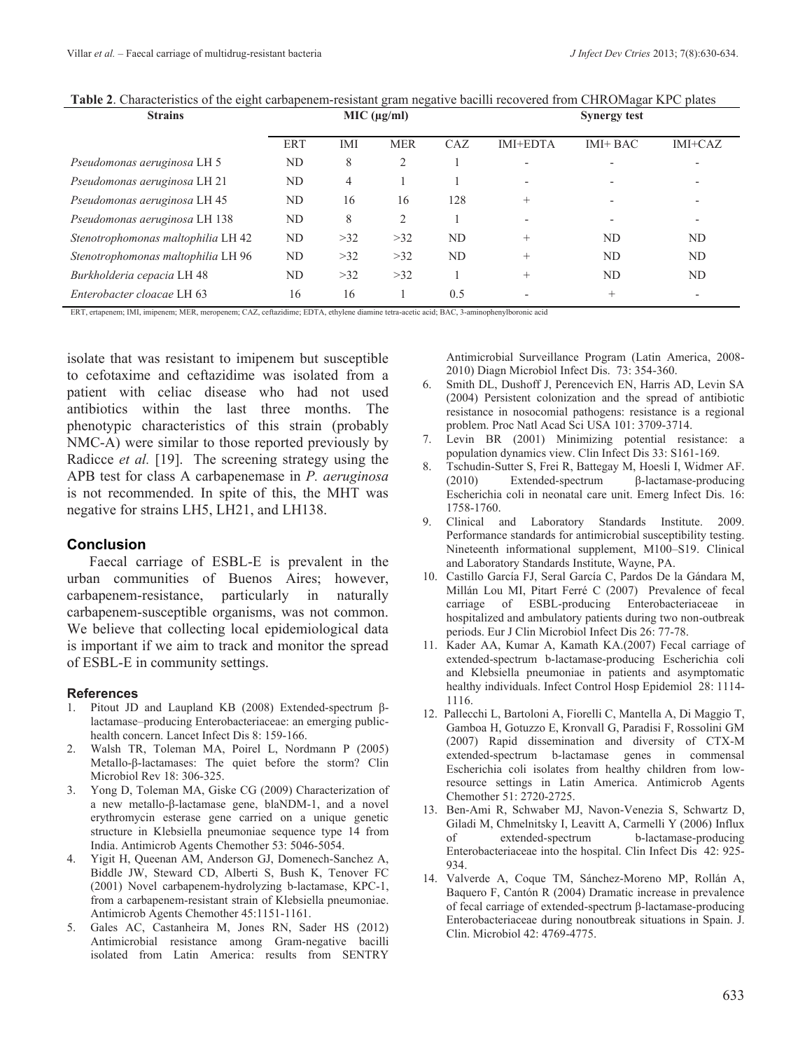**Table 2**. Characteristics of the eight carbapenem-resistant gram negative bacilli recovered from CHROMagar KPC plates

| Strains | MIC (µg/ml) | | | | Synergy test | | |
|---|---|---|---|---|---|---|---|
| | ERT | IMI | MER | CAZ | IMI+EDTA | IMI+ BAC | IMI+CAZ |
| *Pseudomonas aeruginosa* LH 5 | ND | 8 | 2 | 1 | - | - | - |
| *Pseudomonas aeruginosa* LH 21 | ND | 4 | 1 | 1 | - | - | - |
| *Pseudomonas aeruginosa* LH 45 | ND | 16 | 16 | 128 | + | - | - |
| *Pseudomonas aeruginosa* LH 138 | ND | 8 | 2 | 1 | - | - | - |
| *Stenotrophomonas maltophilia* LH 42 | ND | >32 | >32 | ND | + | ND | ND |
| *Stenotrophomonas maltophilia* LH 96 | ND | >32 | >32 | ND | + | ND | ND |
| *Burkholderia cepacia* LH 48 | ND | >32 | >32 | 1 | + | ND | ND |
| *Enterobacter cloacae* LH 63 | 16 | 16 | 1 | 0.5 | - | + | - |

ERT, ertapenem; IMI, imipenem; MER, meropenem; CAZ, ceftazidime; EDTA, ethylene diamine tetra-acetic acid; BAC, 3-aminophenylboronic acid

isolate that was resistant to imipenem but susceptible to cefotaxime and ceftazidime was isolated from a patient with celiac disease who had not used antibiotics within the last three months. The phenotypic characteristics of this strain (probably NMC-A) were similar to those reported previously by Radicce *et al.* [19]. The screening strategy using the APB test for class A carbapenemase in *P. aeruginosa* is not recommended. In spite of this, the MHT was negative for strains LH5, LH21, and LH138.

## Conclusion

Faecal carriage of ESBL-E is prevalent in the urban communities of Buenos Aires; however, carbapenem-resistance, particularly in naturally carbapenem-susceptible organisms, was not common. We believe that collecting local epidemiological data is important if we aim to track and monitor the spread of ESBL-E in community settings.

## References

1. Pitout JD and Laupland KB (2008) Extended-spectrum β-lactamase–producing Enterobacteriaceae: an emerging public-health concern. Lancet Infect Dis 8: 159-166.
2. Walsh TR, Toleman MA, Poirel L, Nordmann P (2005) Metallo-β-lactamases: The quiet before the storm? Clin Microbiol Rev 18: 306-325.
3. Yong D, Toleman MA, Giske CG (2009) Characterization of a new metallo-β-lactamase gene, blaNDM-1, and a novel erythromycin esterase gene carried on a unique genetic structure in Klebsiella pneumoniae sequence type 14 from India. Antimicrob Agents Chemother 53: 5046-5054.
4. Yigit H, Queenan AM, Anderson GJ, Domenech-Sanchez A, Biddle JW, Steward CD, Alberti S, Bush K, Tenover FC (2001) Novel carbapenem-hydrolyzing b-lactamase, KPC-1, from a carbapenem-resistant strain of Klebsiella pneumoniae. Antimicrob Agents Chemother 45:1151-1161.
5. Gales AC, Castanheira M, Jones RN, Sader HS (2012) Antimicrobial resistance among Gram-negative bacilli isolated from Latin America: results from SENTRY Antimicrobial Surveillance Program (Latin America, 2008-2010) Diagn Microbiol Infect Dis. 73: 354-360.
6. Smith DL, Dushoff J, Perencevich EN, Harris AD, Levin SA (2004) Persistent colonization and the spread of antibiotic resistance in nosocomial pathogens: resistance is a regional problem. Proc Natl Acad Sci USA 101: 3709-3714.
7. Levin BR (2001) Minimizing potential resistance: a population dynamics view. Clin Infect Dis 33: S161-169.
8. Tschudin-Sutter S, Frei R, Battegay M, Hoesli I, Widmer AF. (2010) Extended-spectrum β-lactamase-producing Escherichia coli in neonatal care unit. Emerg Infect Dis. 16: 1758-1760.
9. Clinical and Laboratory Standards Institute. 2009. Performance standards for antimicrobial susceptibility testing. Nineteenth informational supplement, M100–S19. Clinical and Laboratory Standards Institute, Wayne, PA.
10. Castillo García FJ, Seral García C, Pardos De la Gándara M, Millán Lou MI, Pitart Ferré C (2007) Prevalence of fecal carriage of ESBL-producing Enterobacteriaceae in hospitalized and ambulatory patients during two non-outbreak periods. Eur J Clin Microbiol Infect Dis 26: 77-78.
11. Kader AA, Kumar A, Kamath KA.(2007) Fecal carriage of extended-spectrum b-lactamase-producing Escherichia coli and Klebsiella pneumoniae in patients and asymptomatic healthy individuals. Infect Control Hosp Epidemiol 28: 1114-1116.
12. Pallecchi L, Bartoloni A, Fiorelli C, Mantella A, Di Maggio T, Gamboa H, Gotuzzo E, Kronvall G, Paradisi F, Rossolini GM (2007) Rapid dissemination and diversity of CTX-M extended-spectrum b-lactamase genes in commensal Escherichia coli isolates from healthy children from low-resource settings in Latin America. Antimicrob Agents Chemother 51: 2720-2725.
13. Ben-Ami R, Schwaber MJ, Navon-Venezia S, Schwartz D, Giladi M, Chmelnitsky I, Leavitt A, Carmelli Y (2006) Influx of extended-spectrum b-lactamase-producing Enterobacteriaceae into the hospital. Clin Infect Dis 42: 925-934.
14. Valverde A, Coque TM, Sánchez-Moreno MP, Rollán A, Baquero F, Cantón R (2004) Dramatic increase in prevalence of fecal carriage of extended-spectrum β-lactamase-producing Enterobacteriaceae during nonoutbreak situations in Spain. J. Clin. Microbiol 42: 4769-4775.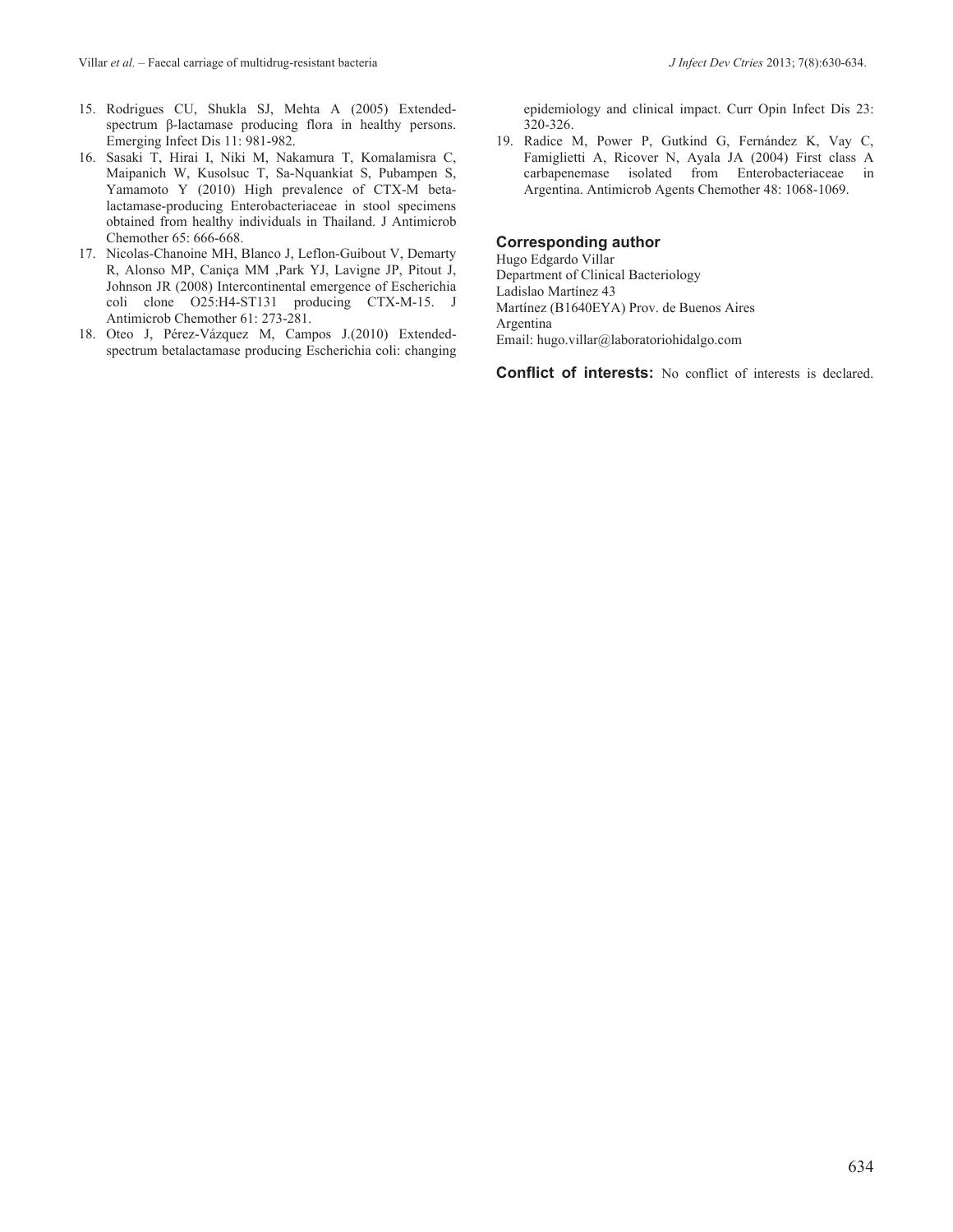15. Rodrigues CU, Shukla SJ, Mehta A (2005) Extended-spectrum β-lactamase producing flora in healthy persons. Emerging Infect Dis 11: 981-982.
16. Sasaki T, Hirai I, Niki M, Nakamura T, Komalamisra C, Maipanich W, Kusolsuc T, Sa-Nquankiat S, Pubampen S, Yamamoto Y (2010) High prevalence of CTX-M beta-lactamase-producing Enterobacteriaceae in stool specimens obtained from healthy individuals in Thailand. J Antimicrob Chemother 65: 666-668.
17. Nicolas-Chanoine MH, Blanco J, Leflon-Guibout V, Demarty R, Alonso MP, Caniça MM ,Park YJ, Lavigne JP, Pitout J, Johnson JR (2008) Intercontinental emergence of Escherichia coli clone O25:H4-ST131 producing CTX-M-15. J Antimicrob Chemother 61: 273-281.
18. Oteo J, Pérez-Vázquez M, Campos J.(2010) Extended-spectrum betalactamase producing Escherichia coli: changing epidemiology and clinical impact. Curr Opin Infect Dis 23: 320-326.
19. Radice M, Power P, Gutkind G, Fernández K, Vay C, Famiglietti A, Ricover N, Ayala JA (2004) First class A carbapenemase isolated from Enterobacteriaceae in Argentina. Antimicrob Agents Chemother 48: 1068-1069.

### Corresponding author

Hugo Edgardo Villar
Department of Clinical Bacteriology
Ladislao Martínez 43
Martínez (B1640EYA) Prov. de Buenos Aires
Argentina
Email: hugo.villar@laboratoriohidalgo.com

**Conflict of interests:** No conflict of interests is declared.